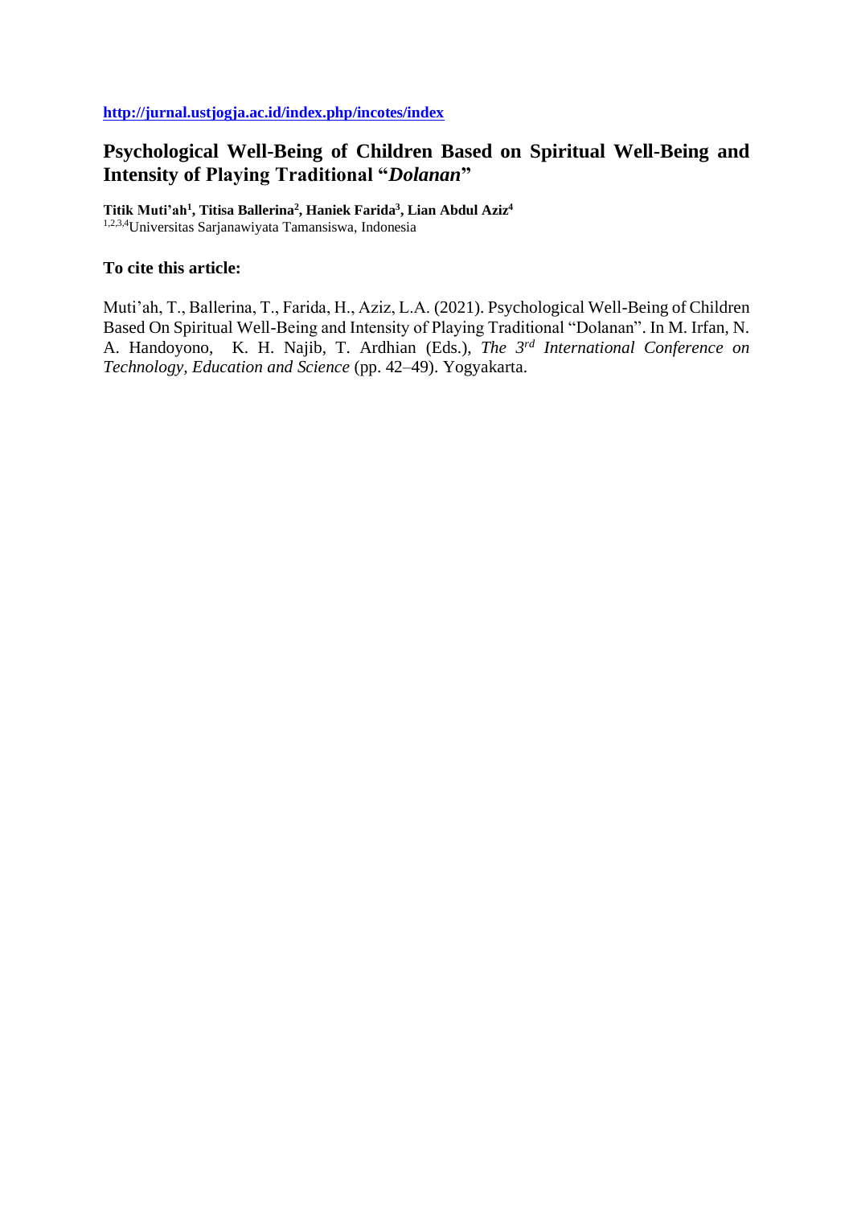**http://jurnal.ustjogja.ac.id/index.php/incotes/index**

# Psychological Well-Being of Children Based on Spiritual Well-Being and Intensity of Playing Traditional "*Dolanan*"

**Titik Muti'ah[1], Titisa Ballerina[2], Haniek Farida[3], Lian Abdul Aziz[4]**
[1,2,3,4]Universitas Sarjanawiyata Tamansiswa, Indonesia

## To cite this article:

Muti'ah, T., Ballerina, T., Farida, H., Aziz, L.A. (2021). Psychological Well-Being of Children Based On Spiritual Well-Being and Intensity of Playing Traditional "Dolanan". In M. Irfan, N. A. Handoyono, K. H. Najib, T. Ardhian (Eds.), *The 3rd International Conference on Technology, Education and Science* (pp. 42–49). Yogyakarta.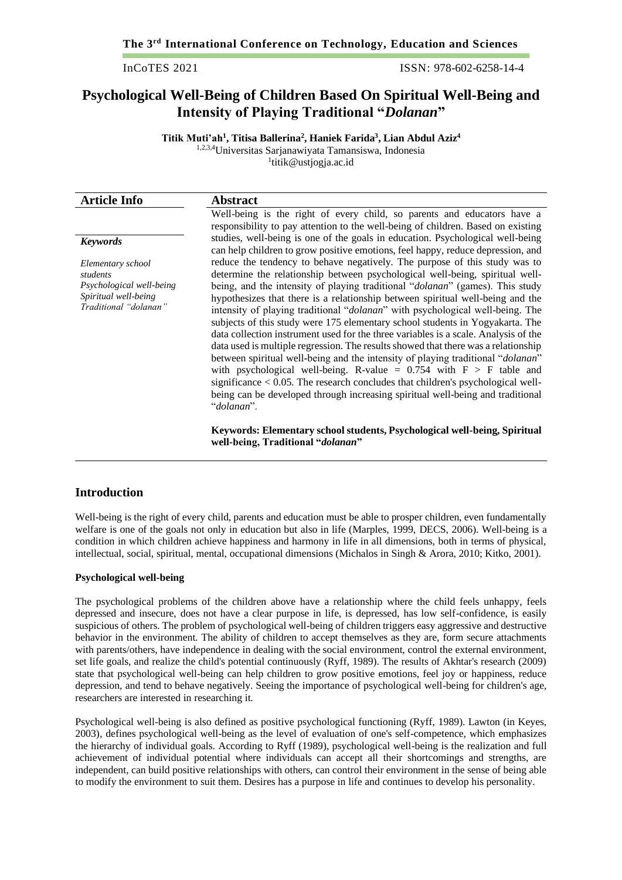# Psychological Well-Being of Children Based On Spiritual Well-Being and Intensity of Playing Traditional "*Dolanan*"

**Titik Muti'ah[1], Titisa Ballerina[2], Haniek Farida[3], Lian Abdul Aziz[4]**
[1,2,3,4]Universitas Sarjanawiyata Tamansiswa, Indonesia
[1]titik@ustjogja.ac.id

## Article Info

***Keywords***

*Elementary school students*
*Psychological well-being*
*Spiritual well-being*
*Traditional "dolanan"*

## Abstract

Well-being is the right of every child, so parents and educators have a responsibility to pay attention to the well-being of children. Based on existing studies, well-being is one of the goals in education. Psychological well-being can help children to grow positive emotions, feel happy, reduce depression, and reduce the tendency to behave negatively. The purpose of this study was to determine the relationship between psychological well-being, spiritual well-being, and the intensity of playing traditional "*dolanan*" (games). This study hypothesizes that there is a relationship between spiritual well-being and the intensity of playing traditional "*dolanan*" with psychological well-being. The subjects of this study were 175 elementary school students in Yogyakarta. The data collection instrument used for the three variables is a scale. Analysis of the data used is multiple regression. The results showed that there was a relationship between spiritual well-being and the intensity of playing traditional "*dolanan*" with psychological well-being. R-value = 0.754 with F > F table and significance < 0.05. The research concludes that children's psychological well-being can be developed through increasing spiritual well-being and traditional "*dolanan*".

**Keywords: Elementary school students, Psychological well-being, Spiritual well-being, Traditional "*dolanan*"**

## Introduction

Well-being is the right of every child, parents and education must be able to prosper children, even fundamentally welfare is one of the goals not only in education but also in life (Marples, 1999, DECS, 2006). Well-being is a condition in which children achieve happiness and harmony in life in all dimensions, both in terms of physical, intellectual, social, spiritual, mental, occupational dimensions (Michalos in Singh & Arora, 2010; Kitko, 2001).

### Psychological well-being

The psychological problems of the children above have a relationship where the child feels unhappy, feels depressed and insecure, does not have a clear purpose in life, is depressed, has low self-confidence, is easily suspicious of others. The problem of psychological well-being of children triggers easy aggressive and destructive behavior in the environment. The ability of children to accept themselves as they are, form secure attachments with parents/others, have independence in dealing with the social environment, control the external environment, set life goals, and realize the child's potential continuously (Ryff, 1989). The results of Akhtar's research (2009) state that psychological well-being can help children to grow positive emotions, feel joy or happiness, reduce depression, and tend to behave negatively. Seeing the importance of psychological well-being for children's age, researchers are interested in researching it.

Psychological well-being is also defined as positive psychological functioning (Ryff, 1989). Lawton (in Keyes, 2003), defines psychological well-being as the level of evaluation of one's self-competence, which emphasizes the hierarchy of individual goals. According to Ryff (1989), psychological well-being is the realization and full achievement of individual potential where individuals can accept all their shortcomings and strengths, are independent, can build positive relationships with others, can control their environment in the sense of being able to modify the environment to suit them. Desires has a purpose in life and continues to develop his personality.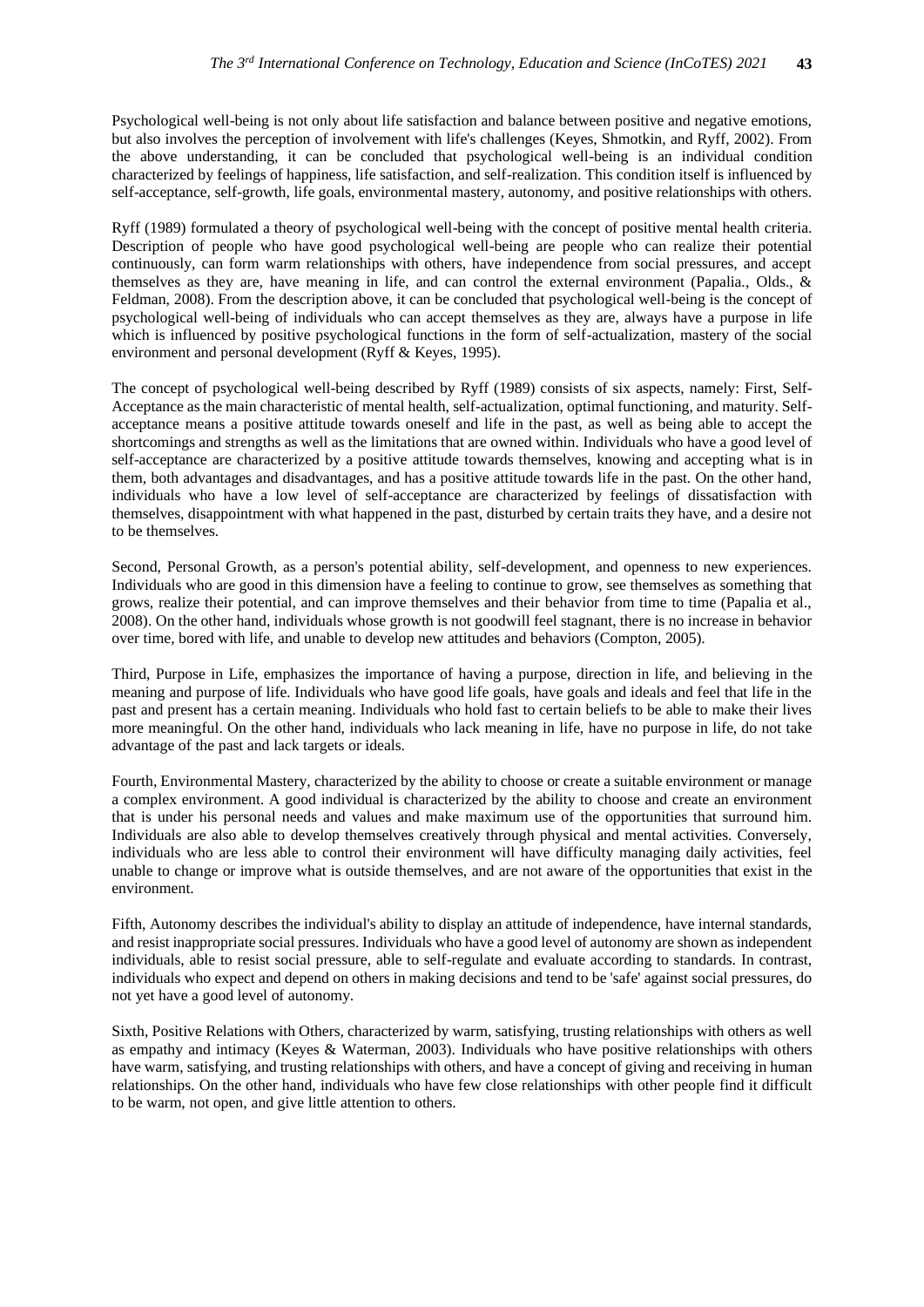Psychological well-being is not only about life satisfaction and balance between positive and negative emotions, but also involves the perception of involvement with life's challenges (Keyes, Shmotkin, and Ryff, 2002). From the above understanding, it can be concluded that psychological well-being is an individual condition characterized by feelings of happiness, life satisfaction, and self-realization. This condition itself is influenced by self-acceptance, self-growth, life goals, environmental mastery, autonomy, and positive relationships with others.

Ryff (1989) formulated a theory of psychological well-being with the concept of positive mental health criteria. Description of people who have good psychological well-being are people who can realize their potential continuously, can form warm relationships with others, have independence from social pressures, and accept themselves as they are, have meaning in life, and can control the external environment (Papalia., Olds., & Feldman, 2008). From the description above, it can be concluded that psychological well-being is the concept of psychological well-being of individuals who can accept themselves as they are, always have a purpose in life which is influenced by positive psychological functions in the form of self-actualization, mastery of the social environment and personal development (Ryff & Keyes, 1995).

The concept of psychological well-being described by Ryff (1989) consists of six aspects, namely: First, Self-Acceptance as the main characteristic of mental health, self-actualization, optimal functioning, and maturity. Self-acceptance means a positive attitude towards oneself and life in the past, as well as being able to accept the shortcomings and strengths as well as the limitations that are owned within. Individuals who have a good level of self-acceptance are characterized by a positive attitude towards themselves, knowing and accepting what is in them, both advantages and disadvantages, and has a positive attitude towards life in the past. On the other hand, individuals who have a low level of self-acceptance are characterized by feelings of dissatisfaction with themselves, disappointment with what happened in the past, disturbed by certain traits they have, and a desire not to be themselves.

Second, Personal Growth, as a person's potential ability, self-development, and openness to new experiences. Individuals who are good in this dimension have a feeling to continue to grow, see themselves as something that grows, realize their potential, and can improve themselves and their behavior from time to time (Papalia et al., 2008). On the other hand, individuals whose growth is not goodwill feel stagnant, there is no increase in behavior over time, bored with life, and unable to develop new attitudes and behaviors (Compton, 2005).

Third, Purpose in Life, emphasizes the importance of having a purpose, direction in life, and believing in the meaning and purpose of life. Individuals who have good life goals, have goals and ideals and feel that life in the past and present has a certain meaning. Individuals who hold fast to certain beliefs to be able to make their lives more meaningful. On the other hand, individuals who lack meaning in life, have no purpose in life, do not take advantage of the past and lack targets or ideals.

Fourth, Environmental Mastery, characterized by the ability to choose or create a suitable environment or manage a complex environment. A good individual is characterized by the ability to choose and create an environment that is under his personal needs and values and make maximum use of the opportunities that surround him. Individuals are also able to develop themselves creatively through physical and mental activities. Conversely, individuals who are less able to control their environment will have difficulty managing daily activities, feel unable to change or improve what is outside themselves, and are not aware of the opportunities that exist in the environment.

Fifth, Autonomy describes the individual's ability to display an attitude of independence, have internal standards, and resist inappropriate social pressures. Individuals who have a good level of autonomy are shown as independent individuals, able to resist social pressure, able to self-regulate and evaluate according to standards. In contrast, individuals who expect and depend on others in making decisions and tend to be 'safe' against social pressures, do not yet have a good level of autonomy.

Sixth, Positive Relations with Others, characterized by warm, satisfying, trusting relationships with others as well as empathy and intimacy (Keyes & Waterman, 2003). Individuals who have positive relationships with others have warm, satisfying, and trusting relationships with others, and have a concept of giving and receiving in human relationships. On the other hand, individuals who have few close relationships with other people find it difficult to be warm, not open, and give little attention to others.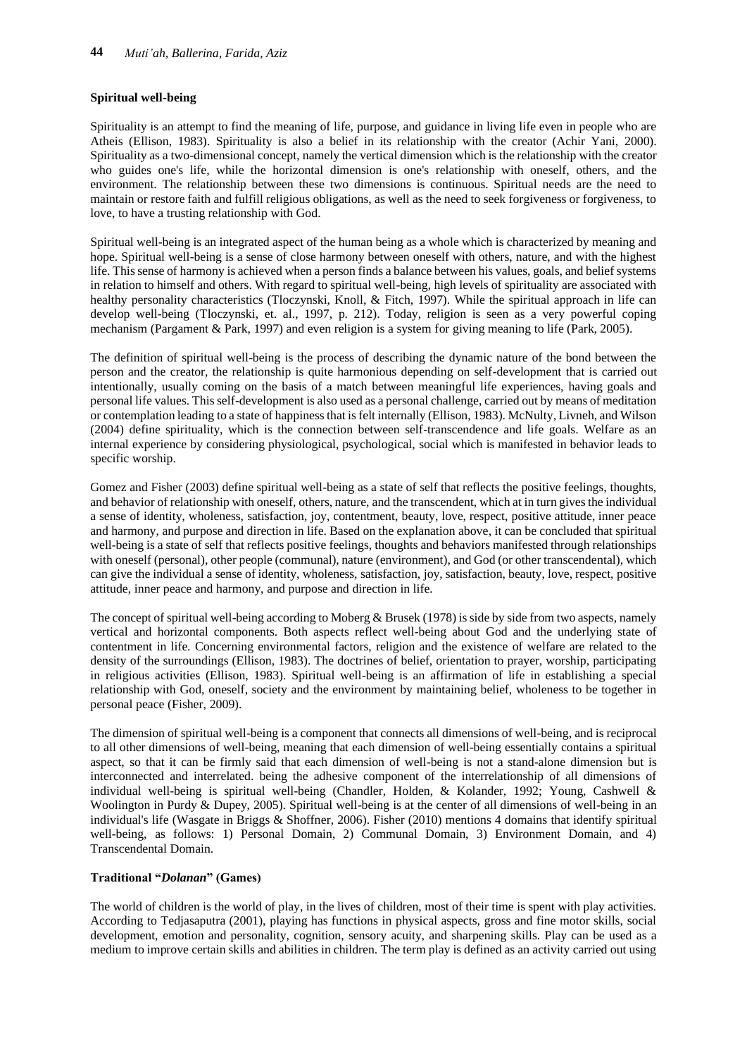## Spiritual well-being

Spirituality is an attempt to find the meaning of life, purpose, and guidance in living life even in people who are Atheis (Ellison, 1983). Spirituality is also a belief in its relationship with the creator (Achir Yani, 2000). Spirituality as a two-dimensional concept, namely the vertical dimension which is the relationship with the creator who guides one's life, while the horizontal dimension is one's relationship with oneself, others, and the environment. The relationship between these two dimensions is continuous. Spiritual needs are the need to maintain or restore faith and fulfill religious obligations, as well as the need to seek forgiveness or forgiveness, to love, to have a trusting relationship with God.

Spiritual well-being is an integrated aspect of the human being as a whole which is characterized by meaning and hope. Spiritual well-being is a sense of close harmony between oneself with others, nature, and with the highest life. This sense of harmony is achieved when a person finds a balance between his values, goals, and belief systems in relation to himself and others. With regard to spiritual well-being, high levels of spirituality are associated with healthy personality characteristics (Tloczynski, Knoll, & Fitch, 1997). While the spiritual approach in life can develop well-being (Tloczynski, et. al., 1997, p. 212). Today, religion is seen as a very powerful coping mechanism (Pargament & Park, 1997) and even religion is a system for giving meaning to life (Park, 2005).

The definition of spiritual well-being is the process of describing the dynamic nature of the bond between the person and the creator, the relationship is quite harmonious depending on self-development that is carried out intentionally, usually coming on the basis of a match between meaningful life experiences, having goals and personal life values. This self-development is also used as a personal challenge, carried out by means of meditation or contemplation leading to a state of happiness that is felt internally (Ellison, 1983). McNulty, Livneh, and Wilson (2004) define spirituality, which is the connection between self-transcendence and life goals. Welfare as an internal experience by considering physiological, psychological, social which is manifested in behavior leads to specific worship.

Gomez and Fisher (2003) define spiritual well-being as a state of self that reflects the positive feelings, thoughts, and behavior of relationship with oneself, others, nature, and the transcendent, which at in turn gives the individual a sense of identity, wholeness, satisfaction, joy, contentment, beauty, love, respect, positive attitude, inner peace and harmony, and purpose and direction in life. Based on the explanation above, it can be concluded that spiritual well-being is a state of self that reflects positive feelings, thoughts and behaviors manifested through relationships with oneself (personal), other people (communal), nature (environment), and God (or other transcendental), which can give the individual a sense of identity, wholeness, satisfaction, joy, satisfaction, beauty, love, respect, positive attitude, inner peace and harmony, and purpose and direction in life.

The concept of spiritual well-being according to Moberg & Brusek (1978) is side by side from two aspects, namely vertical and horizontal components. Both aspects reflect well-being about God and the underlying state of contentment in life. Concerning environmental factors, religion and the existence of welfare are related to the density of the surroundings (Ellison, 1983). The doctrines of belief, orientation to prayer, worship, participating in religious activities (Ellison, 1983). Spiritual well-being is an affirmation of life in establishing a special relationship with God, oneself, society and the environment by maintaining belief, wholeness to be together in personal peace (Fisher, 2009).

The dimension of spiritual well-being is a component that connects all dimensions of well-being, and is reciprocal to all other dimensions of well-being, meaning that each dimension of well-being essentially contains a spiritual aspect, so that it can be firmly said that each dimension of well-being is not a stand-alone dimension but is interconnected and interrelated. being the adhesive component of the interrelationship of all dimensions of individual well-being is spiritual well-being (Chandler, Holden, & Kolander, 1992; Young, Cashwell & Woolington in Purdy & Dupey, 2005). Spiritual well-being is at the center of all dimensions of well-being in an individual's life (Wasgate in Briggs & Shoffner, 2006). Fisher (2010) mentions 4 domains that identify spiritual well-being, as follows: 1) Personal Domain, 2) Communal Domain, 3) Environment Domain, and 4) Transcendental Domain.

## Traditional "*Dolanan*" (Games)

The world of children is the world of play, in the lives of children, most of their time is spent with play activities. According to Tedjasaputra (2001), playing has functions in physical aspects, gross and fine motor skills, social development, emotion and personality, cognition, sensory acuity, and sharpening skills. Play can be used as a medium to improve certain skills and abilities in children. The term play is defined as an activity carried out using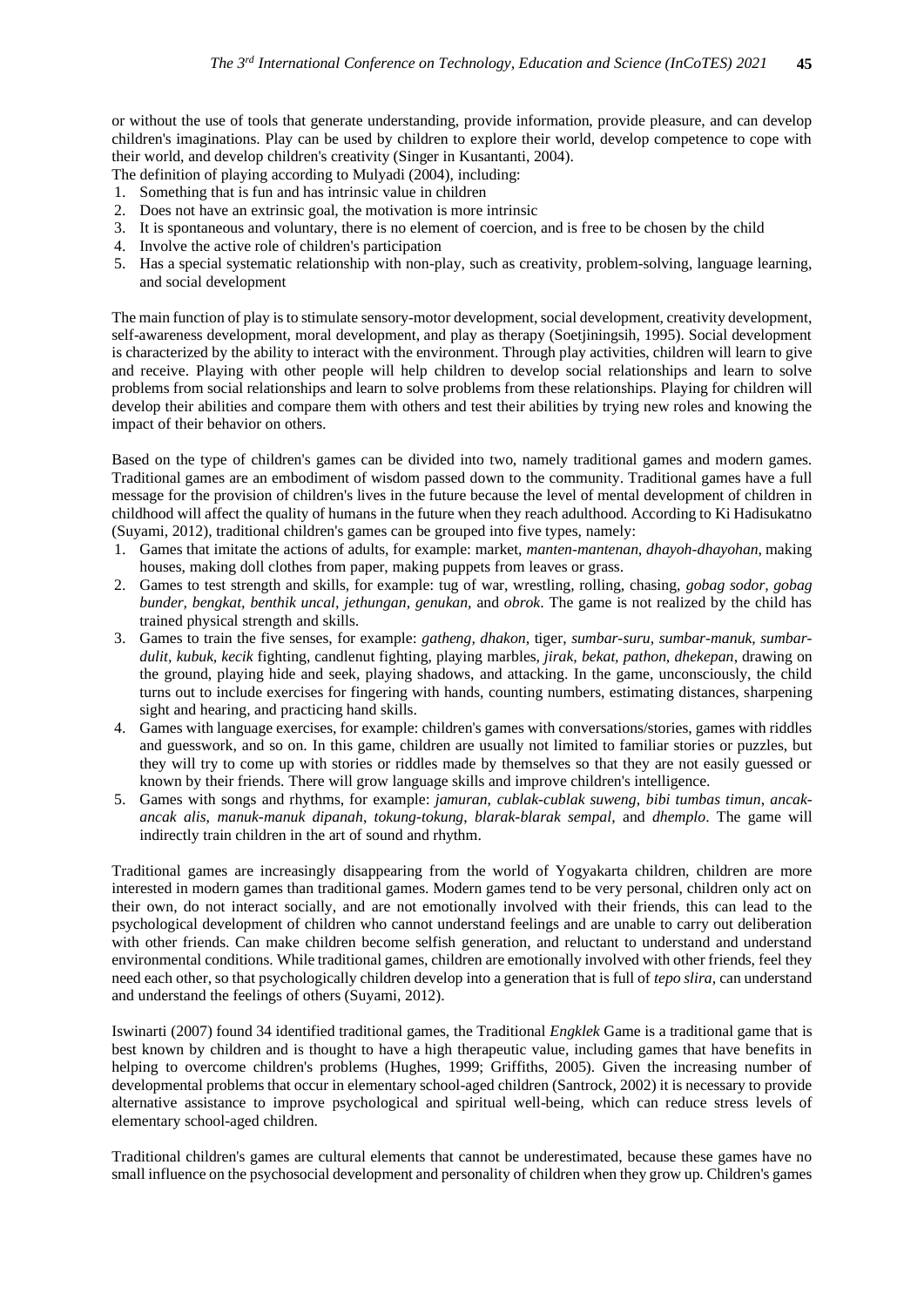or without the use of tools that generate understanding, provide information, provide pleasure, and can develop children's imaginations. Play can be used by children to explore their world, develop competence to cope with their world, and develop children's creativity (Singer in Kusantanti, 2004).

The definition of playing according to Mulyadi (2004), including:

1. Something that is fun and has intrinsic value in children
2. Does not have an extrinsic goal, the motivation is more intrinsic
3. It is spontaneous and voluntary, there is no element of coercion, and is free to be chosen by the child
4. Involve the active role of children's participation
5. Has a special systematic relationship with non-play, such as creativity, problem-solving, language learning, and social development

The main function of play is to stimulate sensory-motor development, social development, creativity development, self-awareness development, moral development, and play as therapy (Soetjiningsih, 1995). Social development is characterized by the ability to interact with the environment. Through play activities, children will learn to give and receive. Playing with other people will help children to develop social relationships and learn to solve problems from social relationships and learn to solve problems from these relationships. Playing for children will develop their abilities and compare them with others and test their abilities by trying new roles and knowing the impact of their behavior on others.

Based on the type of children's games can be divided into two, namely traditional games and modern games. Traditional games are an embodiment of wisdom passed down to the community. Traditional games have a full message for the provision of children's lives in the future because the level of mental development of children in childhood will affect the quality of humans in the future when they reach adulthood. According to Ki Hadisukatno (Suyami, 2012), traditional children's games can be grouped into five types, namely:

1. Games that imitate the actions of adults, for example: market, *manten-mantenan, dhayoh-dhayohan*, making houses, making doll clothes from paper, making puppets from leaves or grass.
2. Games to test strength and skills, for example: tug of war, wrestling, rolling, chasing, *gobag sodor, gobag bunder, bengkat, benthik uncal, jethungan, genukan,* and *obrok*. The game is not realized by the child has trained physical strength and skills.
3. Games to train the five senses, for example: *gatheng, dhakon*, tiger, *sumbar-suru, sumbar-manuk, sumbar-dulit, kubuk, kecik* fighting, candlenut fighting, playing marbles, *jirak, bekat, pathon, dhekepan*, drawing on the ground, playing hide and seek, playing shadows, and attacking. In the game, unconsciously, the child turns out to include exercises for fingering with hands, counting numbers, estimating distances, sharpening sight and hearing, and practicing hand skills.
4. Games with language exercises, for example: children's games with conversations/stories, games with riddles and guesswork, and so on. In this game, children are usually not limited to familiar stories or puzzles, but they will try to come up with stories or riddles made by themselves so that they are not easily guessed or known by their friends. There will grow language skills and improve children's intelligence.
5. Games with songs and rhythms, for example: *jamuran, cublak-cublak suweng, bibi tumbas timun, ancak-ancak alis, manuk-manuk dipanah, tokung-tokung, blarak-blarak sempal*, and *dhemplo*. The game will indirectly train children in the art of sound and rhythm.

Traditional games are increasingly disappearing from the world of Yogyakarta children, children are more interested in modern games than traditional games. Modern games tend to be very personal, children only act on their own, do not interact socially, and are not emotionally involved with their friends, this can lead to the psychological development of children who cannot understand feelings and are unable to carry out deliberation with other friends. Can make children become selfish generation, and reluctant to understand and understand environmental conditions. While traditional games, children are emotionally involved with other friends, feel they need each other, so that psychologically children develop into a generation that is full of *tepo slira*, can understand and understand the feelings of others (Suyami, 2012).

Iswinarti (2007) found 34 identified traditional games, the Traditional *Engklek* Game is a traditional game that is best known by children and is thought to have a high therapeutic value, including games that have benefits in helping to overcome children's problems (Hughes, 1999; Griffiths, 2005). Given the increasing number of developmental problems that occur in elementary school-aged children (Santrock, 2002) it is necessary to provide alternative assistance to improve psychological and spiritual well-being, which can reduce stress levels of elementary school-aged children.

Traditional children's games are cultural elements that cannot be underestimated, because these games have no small influence on the psychosocial development and personality of children when they grow up. Children's games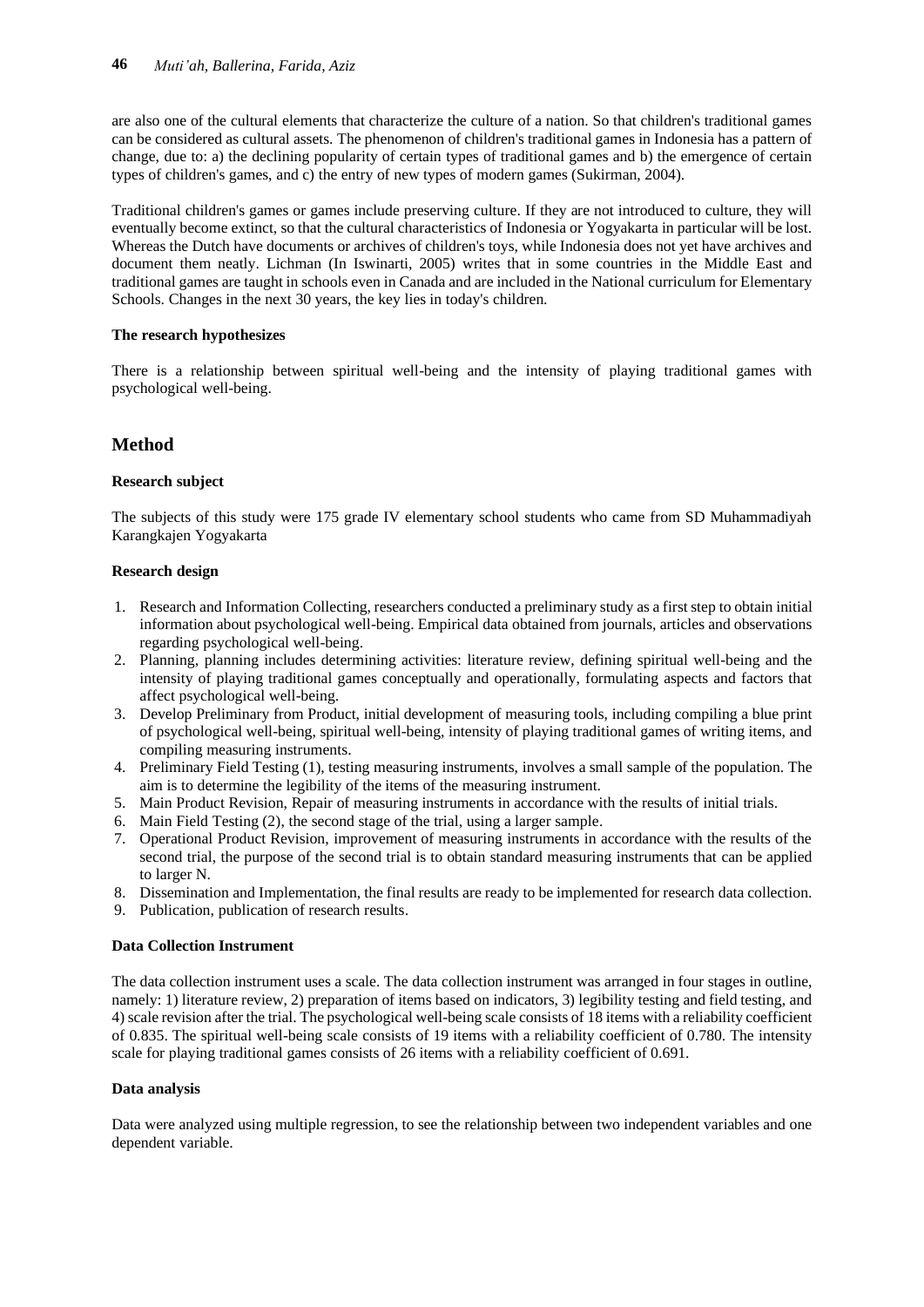are also one of the cultural elements that characterize the culture of a nation. So that children's traditional games can be considered as cultural assets. The phenomenon of children's traditional games in Indonesia has a pattern of change, due to: a) the declining popularity of certain types of traditional games and b) the emergence of certain types of children's games, and c) the entry of new types of modern games (Sukirman, 2004).

Traditional children's games or games include preserving culture. If they are not introduced to culture, they will eventually become extinct, so that the cultural characteristics of Indonesia or Yogyakarta in particular will be lost. Whereas the Dutch have documents or archives of children's toys, while Indonesia does not yet have archives and document them neatly. Lichman (In Iswinarti, 2005) writes that in some countries in the Middle East and traditional games are taught in schools even in Canada and are included in the National curriculum for Elementary Schools. Changes in the next 30 years, the key lies in today's children.

**The research hypothesizes**

There is a relationship between spiritual well-being and the intensity of playing traditional games with psychological well-being.

## Method

**Research subject**

The subjects of this study were 175 grade IV elementary school students who came from SD Muhammadiyah Karangkajen Yogyakarta

**Research design**

1. Research and Information Collecting, researchers conducted a preliminary study as a first step to obtain initial information about psychological well-being. Empirical data obtained from journals, articles and observations regarding psychological well-being.
2. Planning, planning includes determining activities: literature review, defining spiritual well-being and the intensity of playing traditional games conceptually and operationally, formulating aspects and factors that affect psychological well-being.
3. Develop Preliminary from Product, initial development of measuring tools, including compiling a blue print of psychological well-being, spiritual well-being, intensity of playing traditional games of writing items, and compiling measuring instruments.
4. Preliminary Field Testing (1), testing measuring instruments, involves a small sample of the population. The aim is to determine the legibility of the items of the measuring instrument.
5. Main Product Revision, Repair of measuring instruments in accordance with the results of initial trials.
6. Main Field Testing (2), the second stage of the trial, using a larger sample.
7. Operational Product Revision, improvement of measuring instruments in accordance with the results of the second trial, the purpose of the second trial is to obtain standard measuring instruments that can be applied to larger N.
8. Dissemination and Implementation, the final results are ready to be implemented for research data collection.
9. Publication, publication of research results.

**Data Collection Instrument**

The data collection instrument uses a scale. The data collection instrument was arranged in four stages in outline, namely: 1) literature review, 2) preparation of items based on indicators, 3) legibility testing and field testing, and 4) scale revision after the trial. The psychological well-being scale consists of 18 items with a reliability coefficient of 0.835. The spiritual well-being scale consists of 19 items with a reliability coefficient of 0.780. The intensity scale for playing traditional games consists of 26 items with a reliability coefficient of 0.691.

**Data analysis**

Data were analyzed using multiple regression, to see the relationship between two independent variables and one dependent variable.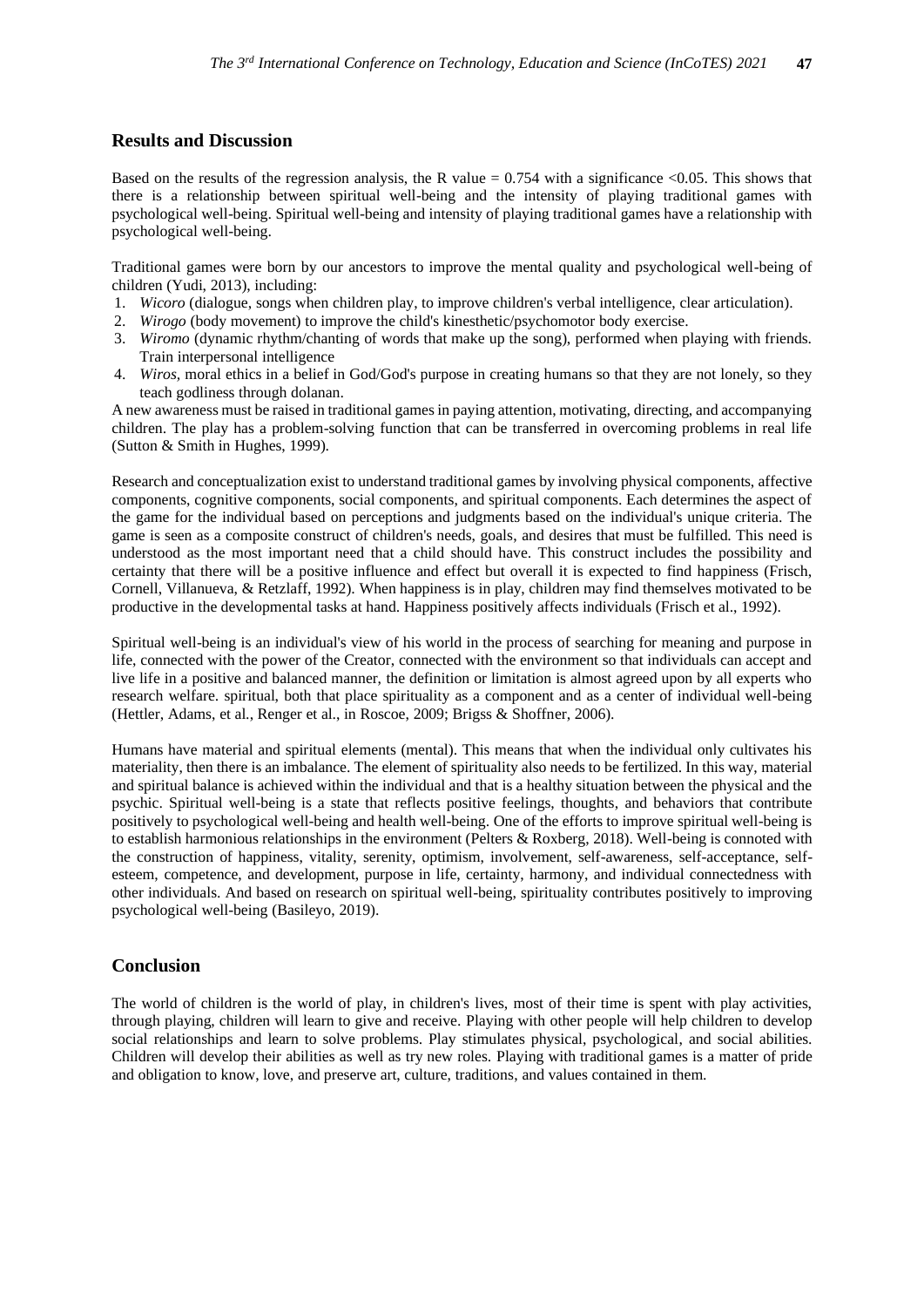## Results and Discussion

Based on the results of the regression analysis, the R value = 0.754 with a significance <0.05. This shows that there is a relationship between spiritual well-being and the intensity of playing traditional games with psychological well-being. Spiritual well-being and intensity of playing traditional games have a relationship with psychological well-being.

Traditional games were born by our ancestors to improve the mental quality and psychological well-being of children (Yudi, 2013), including:

1. *Wicoro* (dialogue, songs when children play, to improve children's verbal intelligence, clear articulation).
2. *Wirogo* (body movement) to improve the child's kinesthetic/psychomotor body exercise.
3. *Wiromo* (dynamic rhythm/chanting of words that make up the song), performed when playing with friends. Train interpersonal intelligence
4. *Wiros,* moral ethics in a belief in God/God's purpose in creating humans so that they are not lonely, so they teach godliness through dolanan.

A new awareness must be raised in traditional games in paying attention, motivating, directing, and accompanying children. The play has a problem-solving function that can be transferred in overcoming problems in real life (Sutton & Smith in Hughes, 1999).

Research and conceptualization exist to understand traditional games by involving physical components, affective components, cognitive components, social components, and spiritual components. Each determines the aspect of the game for the individual based on perceptions and judgments based on the individual's unique criteria. The game is seen as a composite construct of children's needs, goals, and desires that must be fulfilled. This need is understood as the most important need that a child should have. This construct includes the possibility and certainty that there will be a positive influence and effect but overall it is expected to find happiness (Frisch, Cornell, Villanueva, & Retzlaff, 1992). When happiness is in play, children may find themselves motivated to be productive in the developmental tasks at hand. Happiness positively affects individuals (Frisch et al., 1992).

Spiritual well-being is an individual's view of his world in the process of searching for meaning and purpose in life, connected with the power of the Creator, connected with the environment so that individuals can accept and live life in a positive and balanced manner, the definition or limitation is almost agreed upon by all experts who research welfare. spiritual, both that place spirituality as a component and as a center of individual well-being (Hettler, Adams, et al., Renger et al., in Roscoe, 2009; Brigss & Shoffner, 2006).

Humans have material and spiritual elements (mental). This means that when the individual only cultivates his materiality, then there is an imbalance. The element of spirituality also needs to be fertilized. In this way, material and spiritual balance is achieved within the individual and that is a healthy situation between the physical and the psychic. Spiritual well-being is a state that reflects positive feelings, thoughts, and behaviors that contribute positively to psychological well-being and health well-being. One of the efforts to improve spiritual well-being is to establish harmonious relationships in the environment (Pelters & Roxberg, 2018). Well-being is connoted with the construction of happiness, vitality, serenity, optimism, involvement, self-awareness, self-acceptance, self-esteem, competence, and development, purpose in life, certainty, harmony, and individual connectedness with other individuals. And based on research on spiritual well-being, spirituality contributes positively to improving psychological well-being (Basileyo, 2019).

## Conclusion

The world of children is the world of play, in children's lives, most of their time is spent with play activities, through playing, children will learn to give and receive. Playing with other people will help children to develop social relationships and learn to solve problems. Play stimulates physical, psychological, and social abilities. Children will develop their abilities as well as try new roles. Playing with traditional games is a matter of pride and obligation to know, love, and preserve art, culture, traditions, and values contained in them.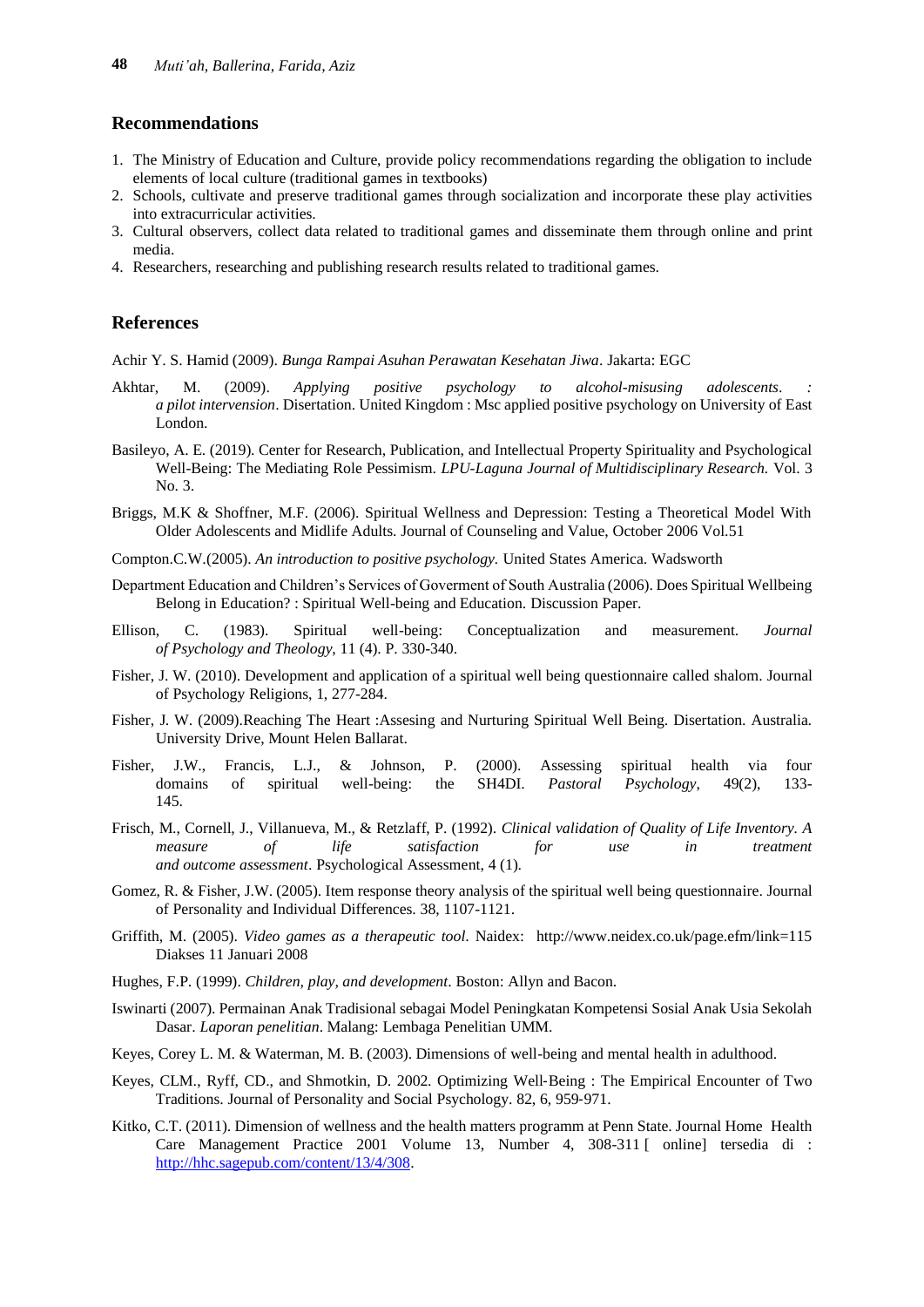## Recommendations

1. The Ministry of Education and Culture, provide policy recommendations regarding the obligation to include elements of local culture (traditional games in textbooks)
2. Schools, cultivate and preserve traditional games through socialization and incorporate these play activities into extracurricular activities.
3. Cultural observers, collect data related to traditional games and disseminate them through online and print media.
4. Researchers, researching and publishing research results related to traditional games.

## References

Achir Y. S. Hamid (2009). *Bunga Rampai Asuhan Perawatan Kesehatan Jiwa*. Jakarta: EGC

Akhtar, M. (2009). *Applying positive psychology to alcohol-misusing adolescents. : a pilot intervention*. Disertation. United Kingdom : Msc applied positive psychology on University of East London.

Basileyo, A. E. (2019). Center for Research, Publication, and Intellectual Property Spirituality and Psychological Well-Being: The Mediating Role Pessimism. *LPU-Laguna Journal of Multidisciplinary Research.* Vol. 3 No. 3.

Briggs, M.K & Shoffner, M.F. (2006). Spiritual Wellness and Depression: Testing a Theoretical Model With Older Adolescents and Midlife Adults. Journal of Counseling and Value, October 2006 Vol.51

Compton.C.W.(2005). *An introduction to positive psychology.* United States America. Wadsworth

Department Education and Children's Services of Goverment of South Australia (2006). Does Spiritual Wellbeing Belong in Education? : Spiritual Well-being and Education. Discussion Paper.

Ellison, C. (1983). Spiritual well-being: Conceptualization and measurement. *Journal of Psychology and Theology*, 11 (4). P. 330-340.

Fisher, J. W. (2010). Development and application of a spiritual well being questionnaire called shalom. Journal of Psychology Religions, 1, 277-284.

Fisher, J. W. (2009).Reaching The Heart :Assesing and Nurturing Spiritual Well Being. Disertation. Australia. University Drive, Mount Helen Ballarat.

Fisher, J.W., Francis, L.J., & Johnson, P. (2000). Assessing spiritual health via four domains of spiritual well-being: the SH4DI. *Pastoral Psychology*, 49(2), 133-145.

Frisch, M., Cornell, J., Villanueva, M., & Retzlaff, P. (1992). *Clinical validation of Quality of Life Inventory. A measure of life satisfaction for use in treatment and outcome assessment*. Psychological Assessment, 4 (1).

Gomez, R. & Fisher, J.W. (2005). Item response theory analysis of the spiritual well being questionnaire. Journal of Personality and Individual Differences. 38, 1107-1121.

Griffith, M. (2005). *Video games as a therapeutic tool*. Naidex: http://www.neidex.co.uk/page.efm/link=115 Diakses 11 Januari 2008

Hughes, F.P. (1999). *Children, play, and development*. Boston: Allyn and Bacon.

Iswinarti (2007). Permainan Anak Tradisional sebagai Model Peningkatan Kompetensi Sosial Anak Usia Sekolah Dasar. *Laporan penelitian*. Malang: Lembaga Penelitian UMM.

Keyes, Corey L. M. & Waterman, M. B. (2003). Dimensions of well-being and mental health in adulthood.

Keyes, CLM., Ryff, CD., and Shmotkin, D. 2002. Optimizing Well-Being : The Empirical Encounter of Two Traditions. Journal of Personality and Social Psychology. 82, 6, 959-971.

Kitko, C.T. (2011). Dimension of wellness and the health matters programm at Penn State. Journal Home Health Care Management Practice 2001 Volume 13, Number 4, 308-311 [ online] tersedia di : http://hhc.sagepub.com/content/13/4/308.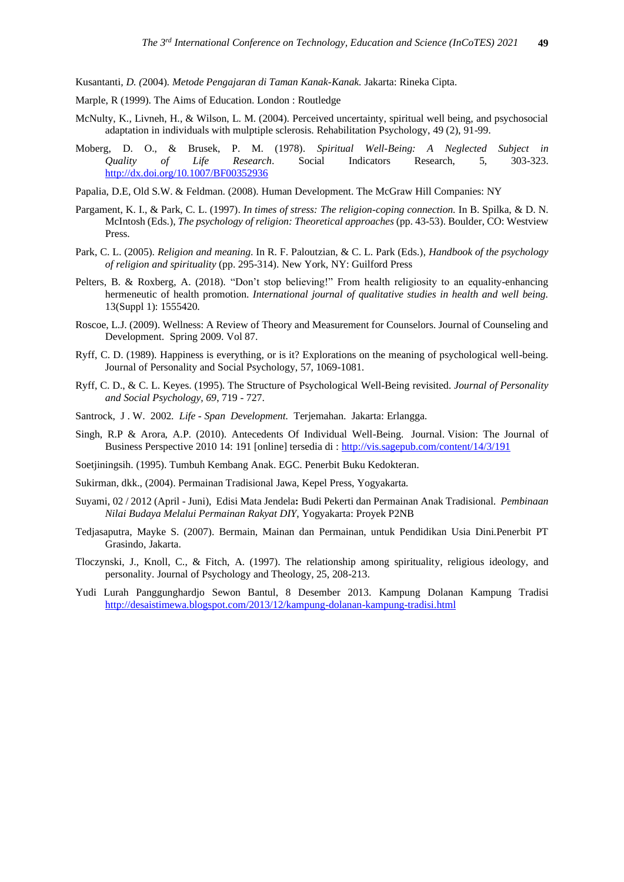Kusantanti, *D. (*2004). *Metode Pengajaran di Taman Kanak-Kanak.* Jakarta: Rineka Cipta.

Marple, R (1999). The Aims of Education. London : Routledge

McNulty, K., Livneh, H., & Wilson, L. M. (2004). Perceived uncertainty, spiritual well being, and psychosocial adaptation in individuals with mulptiple sclerosis. Rehabilitation Psychology, 49 (2), 91-99.

Moberg, D. O., & Brusek, P. M. (1978). *Spiritual Well-Being: A Neglected Subject in Quality of Life Research*. Social Indicators Research, 5, 303-323. http://dx.doi.org/10.1007/BF00352936

Papalia, D.E, Old S.W. & Feldman. (2008). Human Development. The McGraw Hill Companies: NY

Pargament, K. I., & Park, C. L. (1997). *In times of stress: The religion-coping connection.* In B. Spilka, & D. N. McIntosh (Eds.), *The psychology of religion: Theoretical approaches* (pp. 43-53). Boulder, CO: Westview Press.

Park, C. L. (2005). *Religion and meaning.* In R. F. Paloutzian, & C. L. Park (Eds.), *Handbook of the psychology of religion and spirituality* (pp. 295-314). New York, NY: Guilford Press

Pelters, B. & Roxberg, A. (2018). "Don't stop believing!" From health religiosity to an equality-enhancing hermeneutic of health promotion. *International journal of qualitative studies in health and well being.* 13(Suppl 1): 1555420.

Roscoe, L.J. (2009). Wellness: A Review of Theory and Measurement for Counselors. Journal of Counseling and Development. Spring 2009. Vol 87.

Ryff, C. D. (1989). Happiness is everything, or is it? Explorations on the meaning of psychological well-being. Journal of Personality and Social Psychology, 57, 1069-1081.

Ryff, C. D., & C. L. Keyes. (1995). The Structure of Psychological Well-Being revisited. *Journal of Personality and Social Psychology*, *69*, 719 - 727.

Santrock, J . W. 2002. *Life - Span Development.* Terjemahan. Jakarta: Erlangga.

Singh, R.P & Arora, A.P. (2010). Antecedents Of Individual Well-Being. Journal. Vision: The Journal of Business Perspective 2010 14: 191 [online] tersedia di : http://vis.sagepub.com/content/14/3/191

Soetjiningsih. (1995). Tumbuh Kembang Anak. EGC. Penerbit Buku Kedokteran.

Sukirman, dkk., (2004). Permainan Tradisional Jawa, Kepel Press, Yogyakarta.

Suyami, 02 / 2012 (April - Juni), Edisi Mata Jendela**:** Budi Pekerti dan Permainan Anak Tradisional. *Pembinaan Nilai Budaya Melalui Permainan Rakyat DIY*, Yogyakarta: Proyek P2NB

Tedjasaputra, Mayke S. (2007). Bermain, Mainan dan Permainan, untuk Pendidikan Usia Dini.Penerbit PT Grasindo, Jakarta.

Tloczynski, J., Knoll, C., & Fitch, A. (1997). The relationship among spirituality, religious ideology, and personality. Journal of Psychology and Theology, 25, 208-213.

Yudi Lurah Panggunghardjo Sewon Bantul, 8 Desember 2013. Kampung Dolanan Kampung Tradisi http://desaistimewa.blogspot.com/2013/12/kampung-dolanan-kampung-tradisi.html